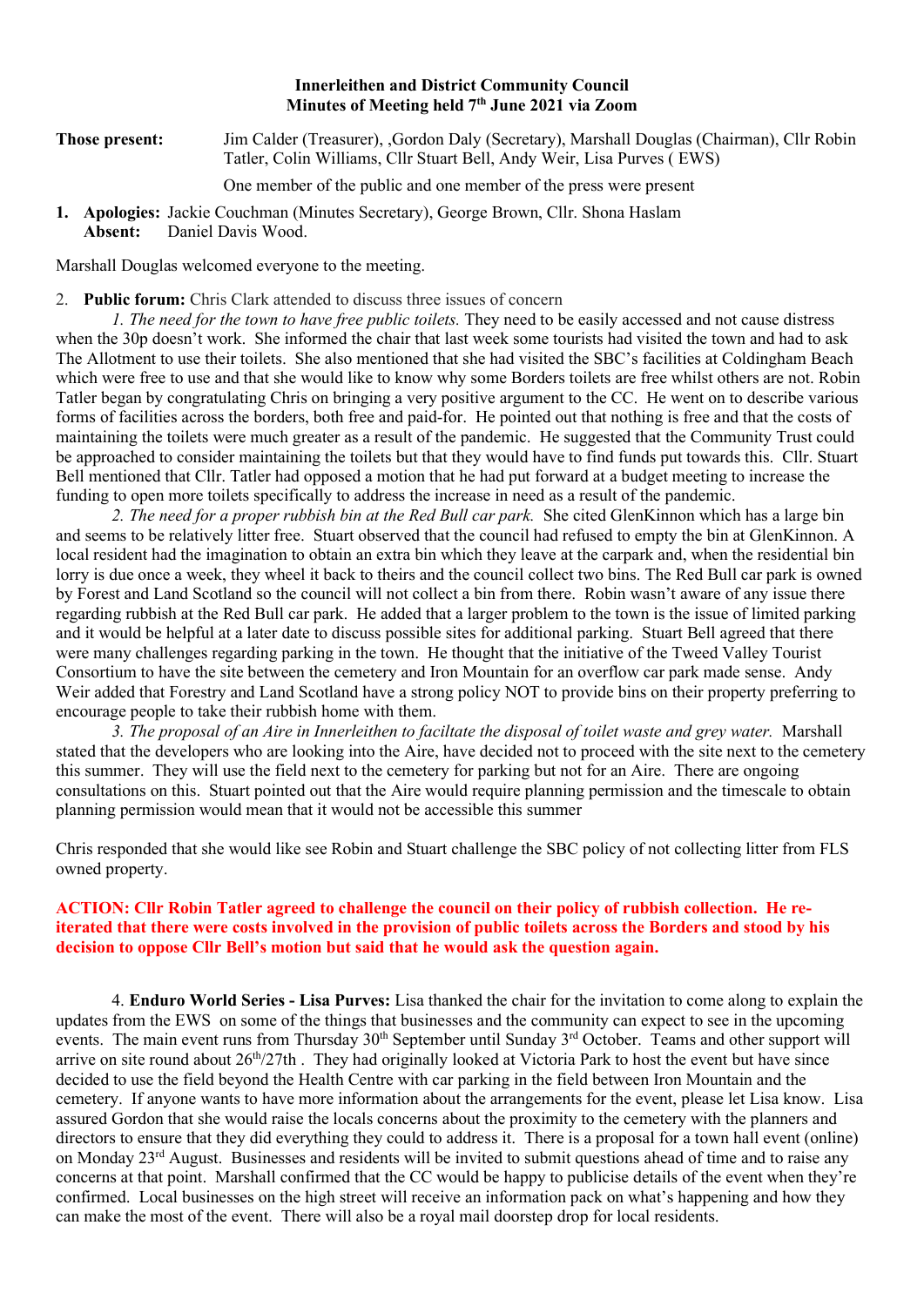**Innerleithen and District Community Council**
**Minutes of Meeting held 7th June 2021 via Zoom**

**Those present:** Jim Calder (Treasurer), ,Gordon Daly (Secretary), Marshall Douglas (Chairman), Cllr Robin Tatler, Colin Williams, Cllr Stuart Bell, Andy Weir, Lisa Purves ( EWS)

One member of the public and one member of the press were present

1. **Apologies:** Jackie Couchman (Minutes Secretary), George Brown, Cllr. Shona Haslam
   **Absent:** Daniel Davis Wood.

Marshall Douglas welcomed everyone to the meeting.

2. **Public forum:** Chris Clark attended to discuss three issues of concern

*1. The need for the town to have free public toilets.* They need to be easily accessed and not cause distress when the 30p doesn't work. She informed the chair that last week some tourists had visited the town and had to ask The Allotment to use their toilets. She also mentioned that she had visited the SBC's facilities at Coldingham Beach which were free to use and that she would like to know why some Borders toilets are free whilst others are not. Robin Tatler began by congratulating Chris on bringing a very positive argument to the CC. He went on to describe various forms of facilities across the borders, both free and paid-for. He pointed out that nothing is free and that the costs of maintaining the toilets were much greater as a result of the pandemic. He suggested that the Community Trust could be approached to consider maintaining the toilets but that they would have to find funds put towards this. Cllr. Stuart Bell mentioned that Cllr. Tatler had opposed a motion that he had put forward at a budget meeting to increase the funding to open more toilets specifically to address the increase in need as a result of the pandemic.

*2. The need for a proper rubbish bin at the Red Bull car park.* She cited GlenKinnon which has a large bin and seems to be relatively litter free. Stuart observed that the council had refused to empty the bin at GlenKinnon. A local resident had the imagination to obtain an extra bin which they leave at the carpark and, when the residential bin lorry is due once a week, they wheel it back to theirs and the council collect two bins. The Red Bull car park is owned by Forest and Land Scotland so the council will not collect a bin from there. Robin wasn't aware of any issue there regarding rubbish at the Red Bull car park. He added that a larger problem to the town is the issue of limited parking and it would be helpful at a later date to discuss possible sites for additional parking. Stuart Bell agreed that there were many challenges regarding parking in the town. He thought that the initiative of the Tweed Valley Tourist Consortium to have the site between the cemetery and Iron Mountain for an overflow car park made sense. Andy Weir added that Forestry and Land Scotland have a strong policy NOT to provide bins on their property preferring to encourage people to take their rubbish home with them.

*3. The proposal of an Aire in Innerleithen to faciltate the disposal of toilet waste and grey water.* Marshall stated that the developers who are looking into the Aire, have decided not to proceed with the site next to the cemetery this summer. They will use the field next to the cemetery for parking but not for an Aire. There are ongoing consultations on this. Stuart pointed out that the Aire would require planning permission and the timescale to obtain planning permission would mean that it would not be accessible this summer

Chris responded that she would like see Robin and Stuart challenge the SBC policy of not collecting litter from FLS owned property.

**ACTION: Cllr Robin Tatler agreed to challenge the council on their policy of rubbish collection. He re-iterated that there were costs involved in the provision of public toilets across the Borders and stood by his decision to oppose Cllr Bell's motion but said that he would ask the question again.**

4. **Enduro World Series - Lisa Purves:** Lisa thanked the chair for the invitation to come along to explain the updates from the EWS on some of the things that businesses and the community can expect to see in the upcoming events. The main event runs from Thursday 30th September until Sunday 3rd October. Teams and other support will arrive on site round about 26th/27th . They had originally looked at Victoria Park to host the event but have since decided to use the field beyond the Health Centre with car parking in the field between Iron Mountain and the cemetery. If anyone wants to have more information about the arrangements for the event, please let Lisa know. Lisa assured Gordon that she would raise the locals concerns about the proximity to the cemetery with the planners and directors to ensure that they did everything they could to address it. There is a proposal for a town hall event (online) on Monday 23rd August. Businesses and residents will be invited to submit questions ahead of time and to raise any concerns at that point. Marshall confirmed that the CC would be happy to publicise details of the event when they're confirmed. Local businesses on the high street will receive an information pack on what's happening and how they can make the most of the event. There will also be a royal mail doorstep drop for local residents.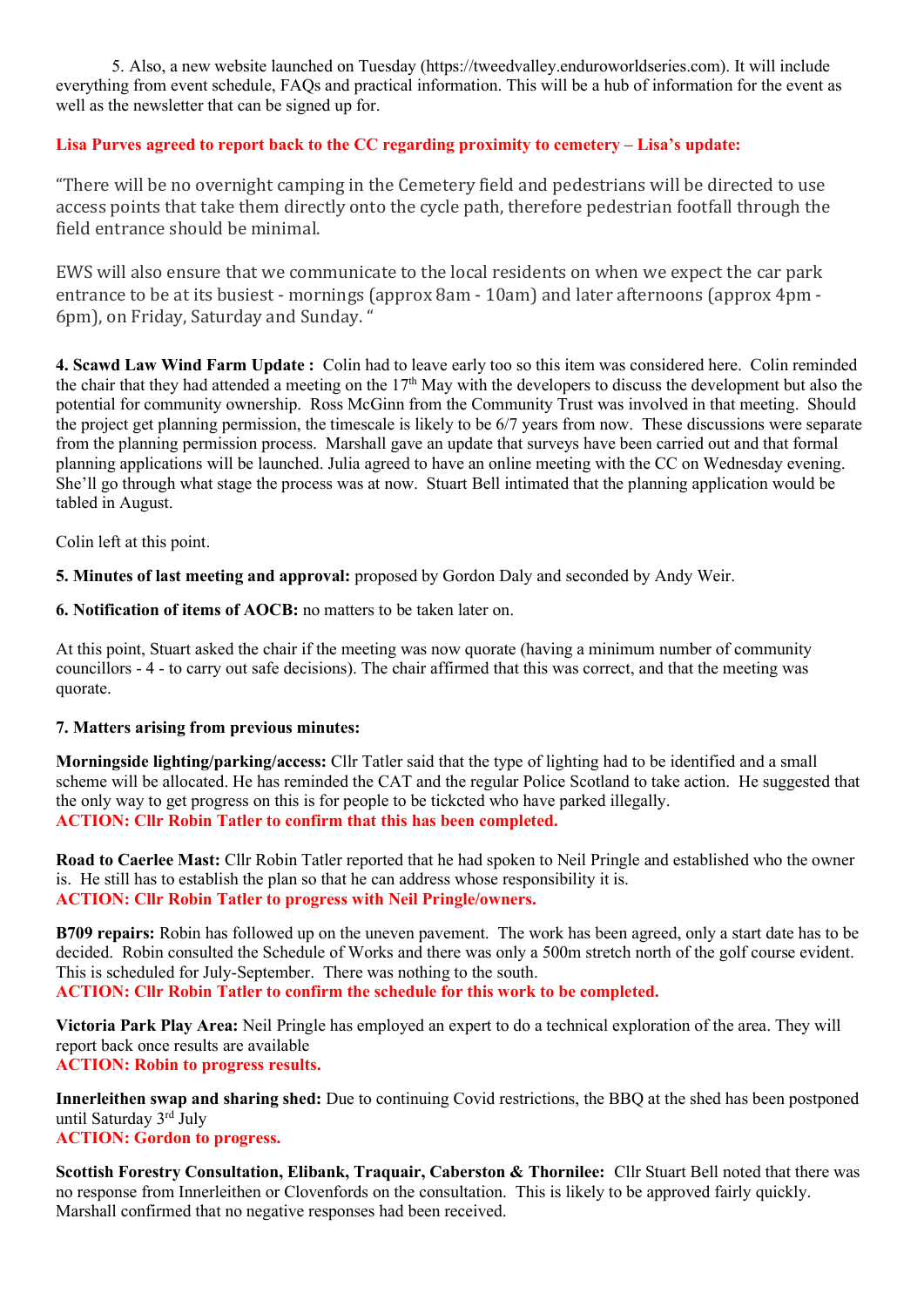5. Also, a new website launched on Tuesday (https://tweedvalley.enduroworldseries.com). It will include everything from event schedule, FAQs and practical information. This will be a hub of information for the event as well as the newsletter that can be signed up for.

**Lisa Purves agreed to report back to the CC regarding proximity to cemetery – Lisa's update:**

"There will be no overnight camping in the Cemetery field and pedestrians will be directed to use access points that take them directly onto the cycle path, therefore pedestrian footfall through the field entrance should be minimal.

EWS will also ensure that we communicate to the local residents on when we expect the car park entrance to be at its busiest - mornings (approx 8am - 10am) and later afternoons (approx 4pm - 6pm), on Friday, Saturday and Sunday. "

**4. Scawd Law Wind Farm Update :** Colin had to leave early too so this item was considered here. Colin reminded the chair that they had attended a meeting on the 17th May with the developers to discuss the development but also the potential for community ownership. Ross McGinn from the Community Trust was involved in that meeting. Should the project get planning permission, the timescale is likely to be 6/7 years from now. These discussions were separate from the planning permission process. Marshall gave an update that surveys have been carried out and that formal planning applications will be launched. Julia agreed to have an online meeting with the CC on Wednesday evening. She'll go through what stage the process was at now. Stuart Bell intimated that the planning application would be tabled in August.

Colin left at this point.

**5. Minutes of last meeting and approval:** proposed by Gordon Daly and seconded by Andy Weir.

**6. Notification of items of AOCB:** no matters to be taken later on.

At this point, Stuart asked the chair if the meeting was now quorate (having a minimum number of community councillors - 4 - to carry out safe decisions). The chair affirmed that this was correct, and that the meeting was quorate.

**7. Matters arising from previous minutes:**

**Morningside lighting/parking/access:** Cllr Tatler said that the type of lighting had to be identified and a small scheme will be allocated. He has reminded the CAT and the regular Police Scotland to take action. He suggested that the only way to get progress on this is for people to be tickcted who have parked illegally.
**ACTION: Cllr Robin Tatler to confirm that this has been completed.**

**Road to Caerlee Mast:** Cllr Robin Tatler reported that he had spoken to Neil Pringle and established who the owner is. He still has to establish the plan so that he can address whose responsibility it is.
**ACTION: Cllr Robin Tatler to progress with Neil Pringle/owners.**

**B709 repairs:** Robin has followed up on the uneven pavement. The work has been agreed, only a start date has to be decided. Robin consulted the Schedule of Works and there was only a 500m stretch north of the golf course evident. This is scheduled for July-September. There was nothing to the south.
**ACTION: Cllr Robin Tatler to confirm the schedule for this work to be completed.**

**Victoria Park Play Area:** Neil Pringle has employed an expert to do a technical exploration of the area. They will report back once results are available
**ACTION: Robin to progress results.**

**Innerleithen swap and sharing shed:** Due to continuing Covid restrictions, the BBQ at the shed has been postponed until Saturday 3rd July
**ACTION: Gordon to progress.**

**Scottish Forestry Consultation, Elibank, Traquair, Caberston & Thornilee:** Cllr Stuart Bell noted that there was no response from Innerleithen or Clovenfords on the consultation. This is likely to be approved fairly quickly. Marshall confirmed that no negative responses had been received.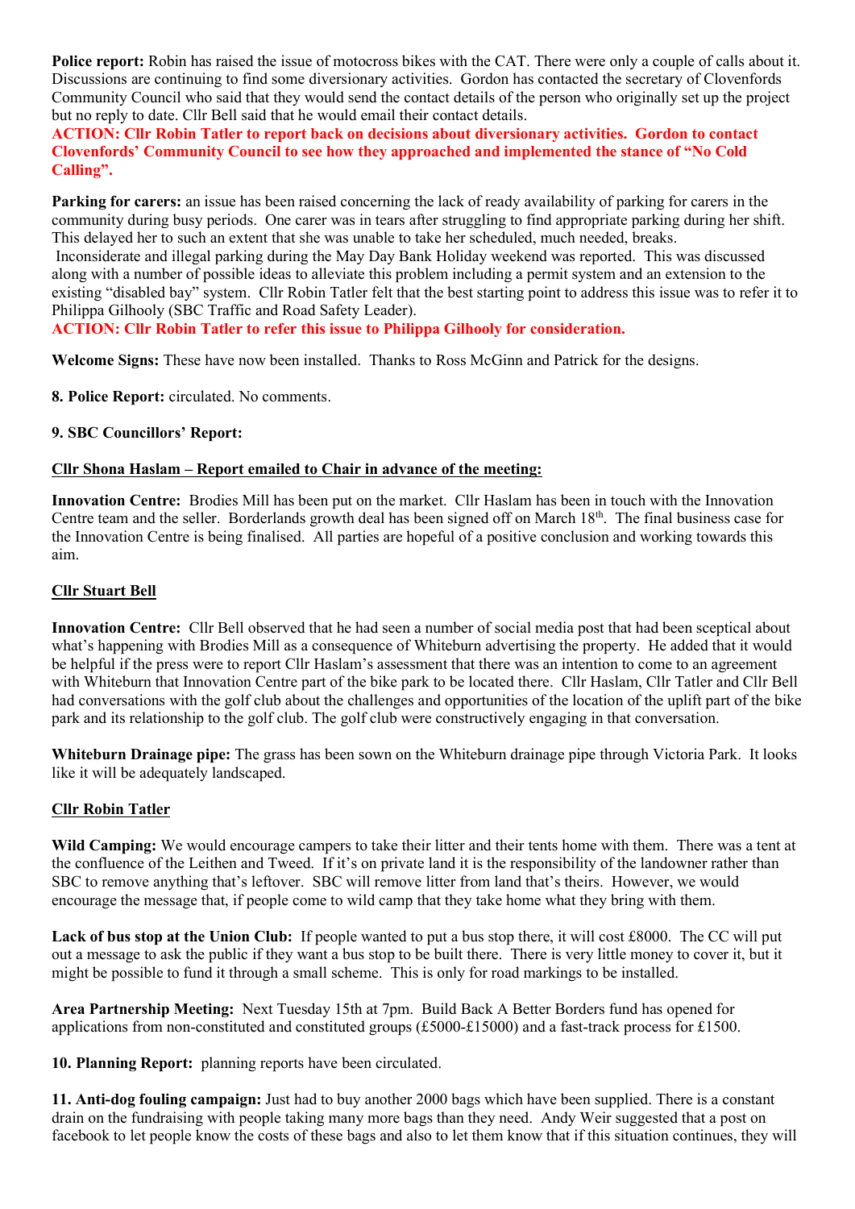**Police report:** Robin has raised the issue of motocross bikes with the CAT. There were only a couple of calls about it. Discussions are continuing to find some diversionary activities. Gordon has contacted the secretary of Clovenfords Community Council who said that they would send the contact details of the person who originally set up the project but no reply to date. Cllr Bell said that he would email their contact details.

**ACTION: Cllr Robin Tatler to report back on decisions about diversionary activities. Gordon to contact Clovenfords' Community Council to see how they approached and implemented the stance of "No Cold Calling".**

**Parking for carers:** an issue has been raised concerning the lack of ready availability of parking for carers in the community during busy periods. One carer was in tears after struggling to find appropriate parking during her shift. This delayed her to such an extent that she was unable to take her scheduled, much needed, breaks.

Inconsiderate and illegal parking during the May Day Bank Holiday weekend was reported. This was discussed along with a number of possible ideas to alleviate this problem including a permit system and an extension to the existing "disabled bay" system. Cllr Robin Tatler felt that the best starting point to address this issue was to refer it to Philippa Gilhooly (SBC Traffic and Road Safety Leader).

**ACTION: Cllr Robin Tatler to refer this issue to Philippa Gilhooly for consideration.**

**Welcome Signs:** These have now been installed. Thanks to Ross McGinn and Patrick for the designs.

**8. Police Report:** circulated. No comments.

**9. SBC Councillors' Report:**

**Cllr Shona Haslam – Report emailed to Chair in advance of the meeting:**

**Innovation Centre:** Brodies Mill has been put on the market. Cllr Haslam has been in touch with the Innovation Centre team and the seller. Borderlands growth deal has been signed off on March 18th. The final business case for the Innovation Centre is being finalised. All parties are hopeful of a positive conclusion and working towards this aim.

**Cllr Stuart Bell**

**Innovation Centre:** Cllr Bell observed that he had seen a number of social media post that had been sceptical about what's happening with Brodies Mill as a consequence of Whiteburn advertising the property. He added that it would be helpful if the press were to report Cllr Haslam's assessment that there was an intention to come to an agreement with Whiteburn that Innovation Centre part of the bike park to be located there. Cllr Haslam, Cllr Tatler and Cllr Bell had conversations with the golf club about the challenges and opportunities of the location of the uplift part of the bike park and its relationship to the golf club. The golf club were constructively engaging in that conversation.

**Whiteburn Drainage pipe:** The grass has been sown on the Whiteburn drainage pipe through Victoria Park. It looks like it will be adequately landscaped.

**Cllr Robin Tatler**

**Wild Camping:** We would encourage campers to take their litter and their tents home with them. There was a tent at the confluence of the Leithen and Tweed. If it's on private land it is the responsibility of the landowner rather than SBC to remove anything that's leftover. SBC will remove litter from land that's theirs. However, we would encourage the message that, if people come to wild camp that they take home what they bring with them.

**Lack of bus stop at the Union Club:** If people wanted to put a bus stop there, it will cost £8000. The CC will put out a message to ask the public if they want a bus stop to be built there. There is very little money to cover it, but it might be possible to fund it through a small scheme. This is only for road markings to be installed.

**Area Partnership Meeting:** Next Tuesday 15th at 7pm. Build Back A Better Borders fund has opened for applications from non-constituted and constituted groups (£5000-£15000) and a fast-track process for £1500.

**10. Planning Report:** planning reports have been circulated.

**11. Anti-dog fouling campaign:** Just had to buy another 2000 bags which have been supplied. There is a constant drain on the fundraising with people taking many more bags than they need. Andy Weir suggested that a post on facebook to let people know the costs of these bags and also to let them know that if this situation continues, they will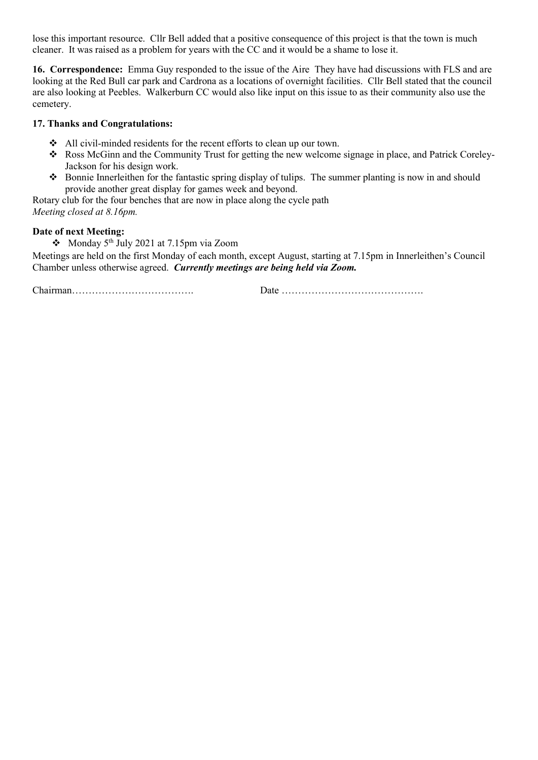lose this important resource. Cllr Bell added that a positive consequence of this project is that the town is much cleaner. It was raised as a problem for years with the CC and it would be a shame to lose it.

**16. Correspondence:** Emma Guy responded to the issue of the Aire They have had discussions with FLS and are looking at the Red Bull car park and Cardrona as a locations of overnight facilities. Cllr Bell stated that the council are also looking at Peebles. Walkerburn CC would also like input on this issue to as their community also use the cemetery.

**17. Thanks and Congratulations:**

- All civil-minded residents for the recent efforts to clean up our town.
- Ross McGinn and the Community Trust for getting the new welcome signage in place, and Patrick Coreley-Jackson for his design work.
- Bonnie Innerleithen for the fantastic spring display of tulips. The summer planting is now in and should provide another great display for games week and beyond.

Rotary club for the four benches that are now in place along the cycle path

*Meeting closed at 8.16pm.*

**Date of next Meeting:**

- Monday 5th July 2021 at 7.15pm via Zoom

Meetings are held on the first Monday of each month, except August, starting at 7.15pm in Innerleithen's Council Chamber unless otherwise agreed. ***Currently meetings are being held via Zoom.***

Chairman………………………………. Date …………………………………….